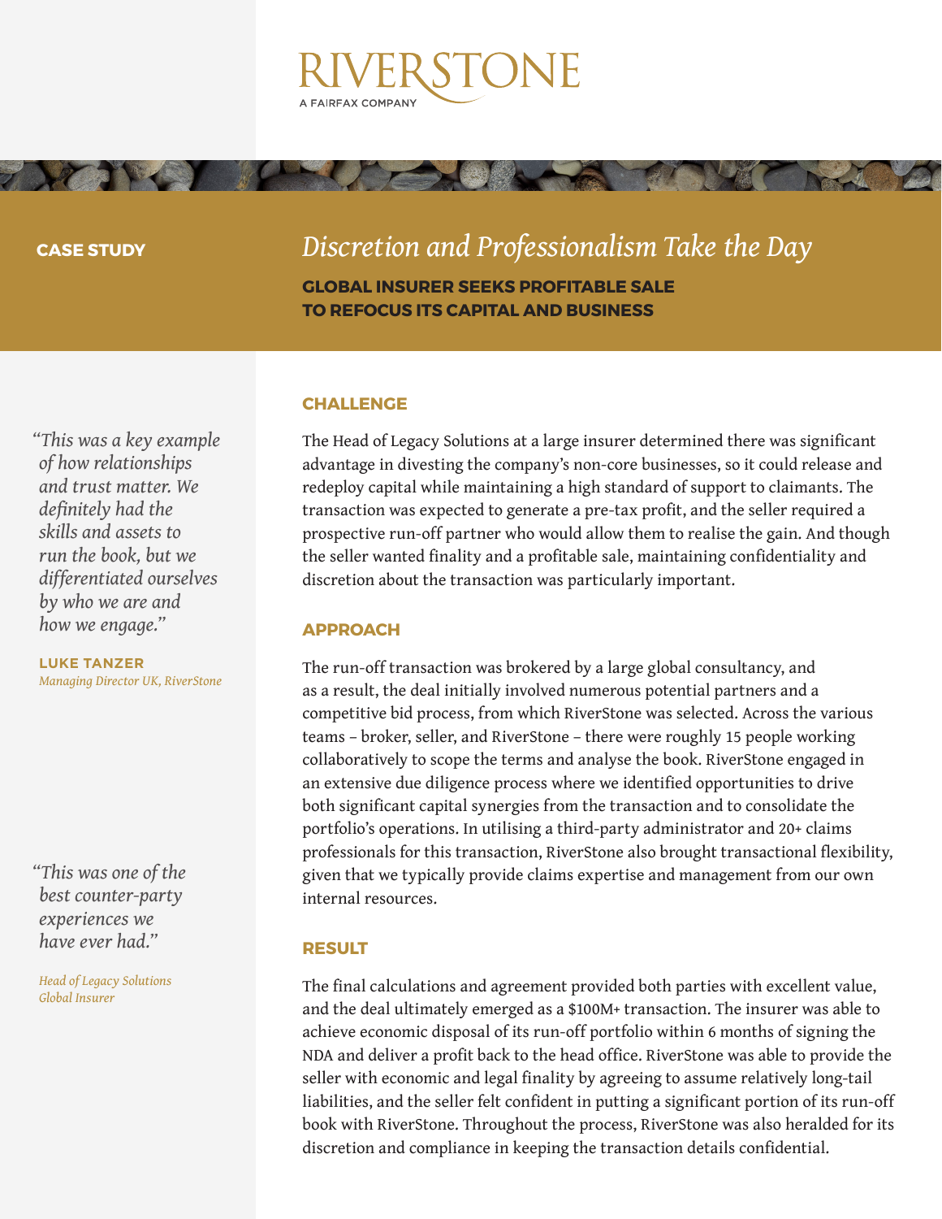RIVERSTONE

A FAIRFAX COMPANY

**CASE STUDY**

# *Discretion and Professionalism Take the Day*

**GLOBAL INSURER SEEKS PROFITABLE SALE TO REFOCUS ITS CAPITAL AND BUSINESS**

## CHALLENGE

The Head of Legacy Solutions at a large insurer determined there was significant advantage in divesting the company's non-core businesses, so it could release and redeploy capital while maintaining a high standard of support to claimants. The transaction was expected to generate a pre-tax profit, and the seller required a prospective run-off partner who would allow them to realise the gain. And though the seller wanted finality and a profitable sale, maintaining confidentiality and discretion about the transaction was particularly important.

## APPROACH

The run-off transaction was brokered by a large global consultancy, and as a result, the deal initially involved numerous potential partners and a competitive bid process, from which RiverStone was selected. Across the various teams – broker, seller, and RiverStone – there were roughly 15 people working collaboratively to scope the terms and analyse the book. RiverStone engaged in an extensive due diligence process where we identified opportunities to drive both significant capital synergies from the transaction and to consolidate the portfolio's operations. In utilising a third-party administrator and 20+ claims professionals for this transaction, RiverStone also brought transactional flexibility, given that we typically provide claims expertise and management from our own internal resources.

## RESULT

The final calculations and agreement provided both parties with excellent value, and the deal ultimately emerged as a $100M+ transaction. The insurer was able to achieve economic disposal of its run-off portfolio within 6 months of signing the NDA and deliver a profit back to the head office. RiverStone was able to provide the seller with economic and legal finality by agreeing to assume relatively long-tail liabilities, and the seller felt confident in putting a significant portion of its run-off book with RiverStone. Throughout the process, RiverStone was also heralded for its discretion and compliance in keeping the transaction details confidential.

*"This was a key example of how relationships and trust matter. We definitely had the skills and assets to run the book, but we differentiated ourselves by who we are and how we engage."*

**LUKE TANZER**
*Managing Director UK, RiverStone*

*"This was one of the best counter-party experiences we have ever had."*

*Head of Legacy Solutions*
*Global Insurer*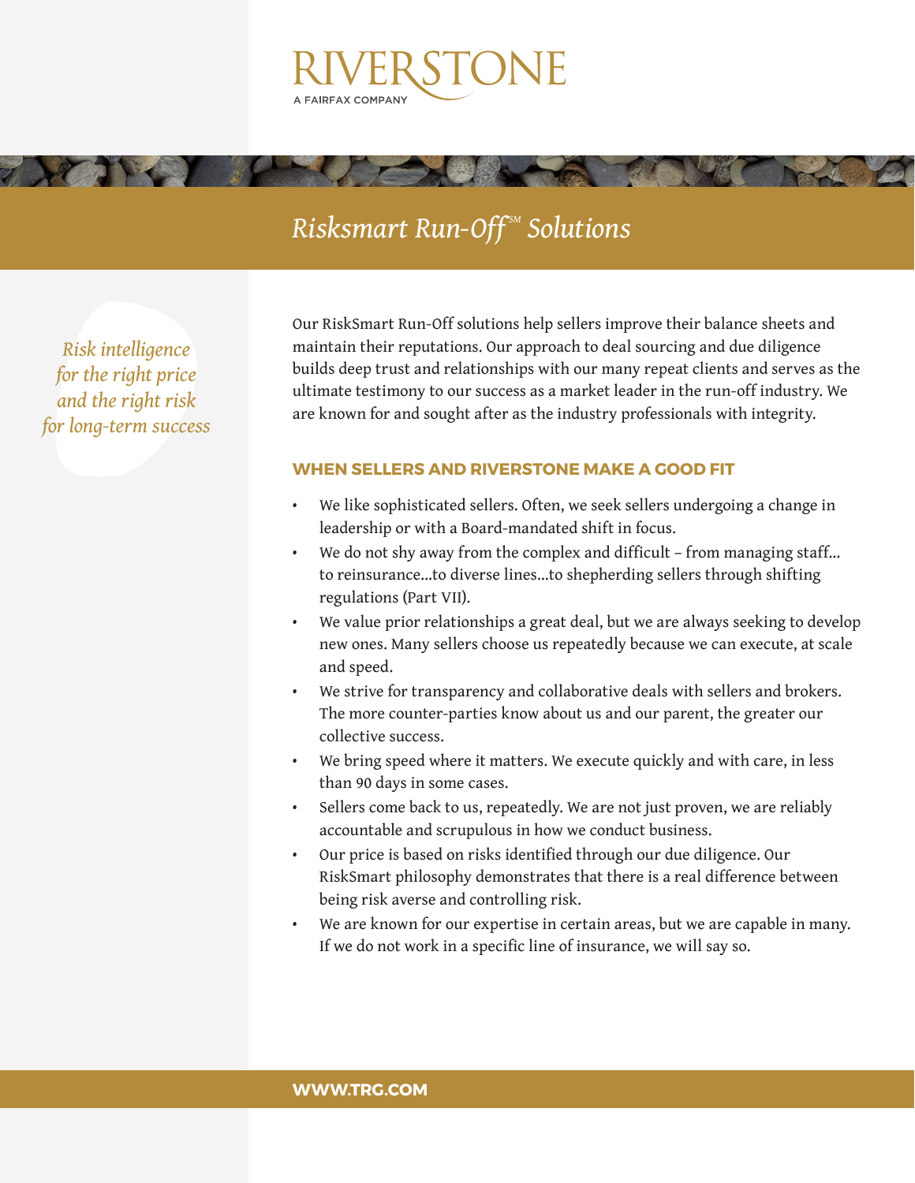RIVERSTONE
A FAIRFAX COMPANY

# *Risksmart Run-Off℠ Solutions*

*Risk intelligence for the right price and the right risk for long-term success*

Our RiskSmart Run-Off solutions help sellers improve their balance sheets and maintain their reputations. Our approach to deal sourcing and due diligence builds deep trust and relationships with our many repeat clients and serves as the ultimate testimony to our success as a market leader in the run-off industry. We are known for and sought after as the industry professionals with integrity.

## WHEN SELLERS AND RIVERSTONE MAKE A GOOD FIT

- We like sophisticated sellers. Often, we seek sellers undergoing a change in leadership or with a Board-mandated shift in focus.
- We do not shy away from the complex and difficult – from managing staff... to reinsurance...to diverse lines...to shepherding sellers through shifting regulations (Part VII).
- We value prior relationships a great deal, but we are always seeking to develop new ones. Many sellers choose us repeatedly because we can execute, at scale and speed.
- We strive for transparency and collaborative deals with sellers and brokers. The more counter-parties know about us and our parent, the greater our collective success.
- We bring speed where it matters. We execute quickly and with care, in less than 90 days in some cases.
- Sellers come back to us, repeatedly. We are not just proven, we are reliably accountable and scrupulous in how we conduct business.
- Our price is based on risks identified through our due diligence. Our RiskSmart philosophy demonstrates that there is a real difference between being risk averse and controlling risk.
- We are known for our expertise in certain areas, but we are capable in many. If we do not work in a specific line of insurance, we will say so.

**WWW.TRG.COM**